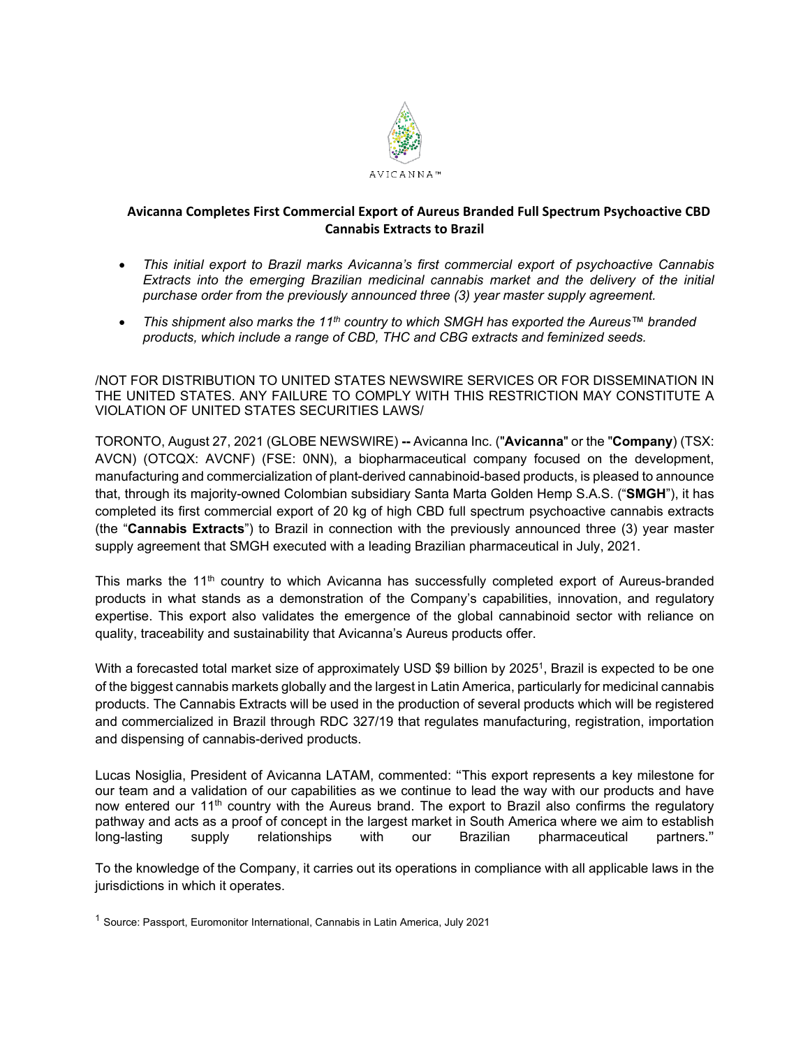AVICANNA™

## Avicanna Completes First Commercial Export of Aureus Branded Full Spectrum Psychoactive CBD Cannabis Extracts to Brazil

- *This initial export to Brazil marks Avicanna's first commercial export of psychoactive Cannabis Extracts into the emerging Brazilian medicinal cannabis market and the delivery of the initial purchase order from the previously announced three (3) year master supply agreement.*
- *This shipment also marks the 11th country to which SMGH has exported the Aureus™ branded products, which include a range of CBD, THC and CBG extracts and feminized seeds.*

/NOT FOR DISTRIBUTION TO UNITED STATES NEWSWIRE SERVICES OR FOR DISSEMINATION IN THE UNITED STATES. ANY FAILURE TO COMPLY WITH THIS RESTRICTION MAY CONSTITUTE A VIOLATION OF UNITED STATES SECURITIES LAWS/

TORONTO, August 27, 2021 (GLOBE NEWSWIRE) **--** Avicanna Inc. ("**Avicanna**" or the "**Company**) (TSX: AVCN) (OTCQX: AVCNF) (FSE: 0NN), a biopharmaceutical company focused on the development, manufacturing and commercialization of plant-derived cannabinoid-based products, is pleased to announce that, through its majority-owned Colombian subsidiary Santa Marta Golden Hemp S.A.S. ("**SMGH**"), it has completed its first commercial export of 20 kg of high CBD full spectrum psychoactive cannabis extracts (the "**Cannabis Extracts**") to Brazil in connection with the previously announced three (3) year master supply agreement that SMGH executed with a leading Brazilian pharmaceutical in July, 2021.

This marks the 11th country to which Avicanna has successfully completed export of Aureus-branded products in what stands as a demonstration of the Company's capabilities, innovation, and regulatory expertise. This export also validates the emergence of the global cannabinoid sector with reliance on quality, traceability and sustainability that Avicanna's Aureus products offer.

With a forecasted total market size of approximately USD $9 billion by 2025[1], Brazil is expected to be one of the biggest cannabis markets globally and the largest in Latin America, particularly for medicinal cannabis products. The Cannabis Extracts will be used in the production of several products which will be registered and commercialized in Brazil through RDC 327/19 that regulates manufacturing, registration, importation and dispensing of cannabis-derived products.

Lucas Nosiglia, President of Avicanna LATAM, commented: "This export represents a key milestone for our team and a validation of our capabilities as we continue to lead the way with our products and have now entered our 11th country with the Aureus brand. The export to Brazil also confirms the regulatory pathway and acts as a proof of concept in the largest market in South America where we aim to establish long-lasting supply relationships with our Brazilian pharmaceutical partners."

To the knowledge of the Company, it carries out its operations in compliance with all applicable laws in the jurisdictions in which it operates.

[1] Source: Passport, Euromonitor International, Cannabis in Latin America, July 2021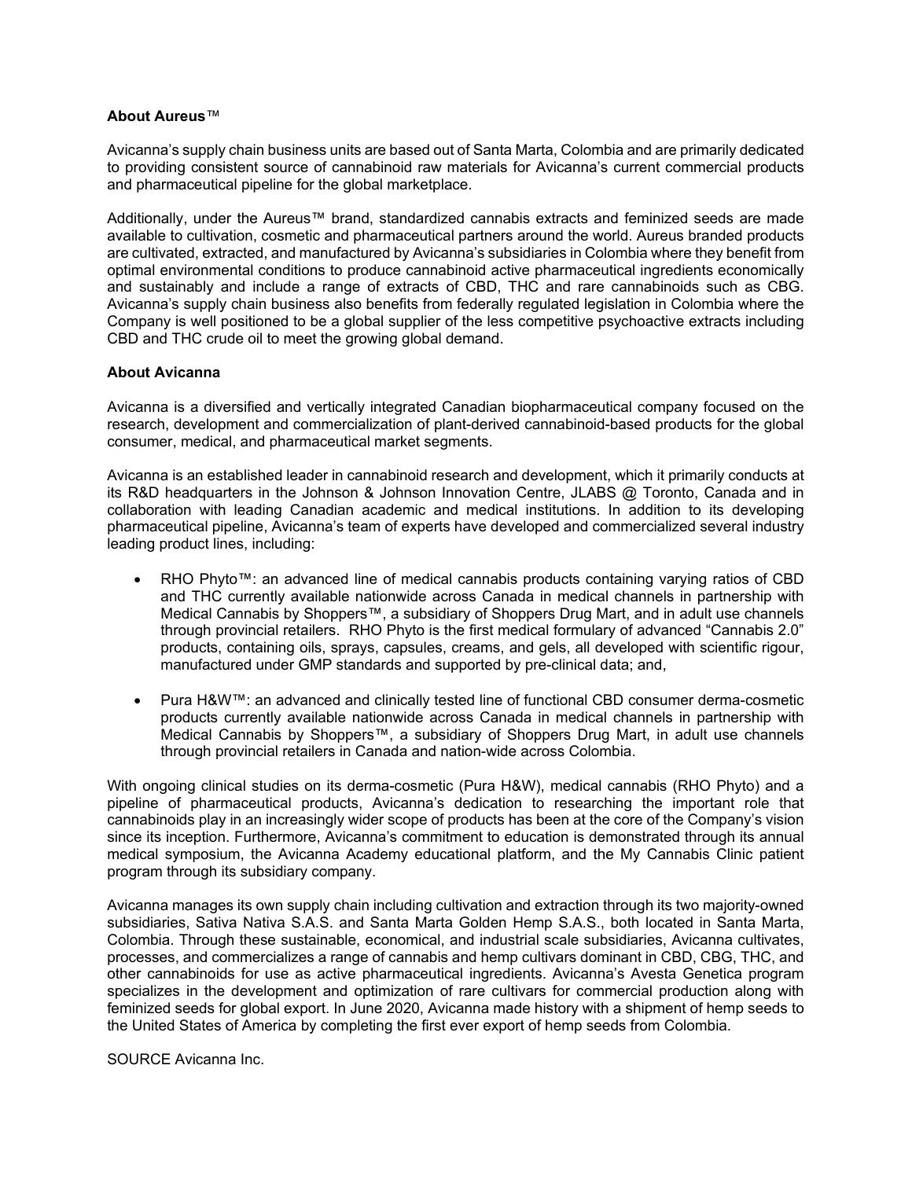**About Aureus**™

Avicanna's supply chain business units are based out of Santa Marta, Colombia and are primarily dedicated to providing consistent source of cannabinoid raw materials for Avicanna's current commercial products and pharmaceutical pipeline for the global marketplace.

Additionally, under the Aureus™ brand, standardized cannabis extracts and feminized seeds are made available to cultivation, cosmetic and pharmaceutical partners around the world. Aureus branded products are cultivated, extracted, and manufactured by Avicanna's subsidiaries in Colombia where they benefit from optimal environmental conditions to produce cannabinoid active pharmaceutical ingredients economically and sustainably and include a range of extracts of CBD, THC and rare cannabinoids such as CBG. Avicanna's supply chain business also benefits from federally regulated legislation in Colombia where the Company is well positioned to be a global supplier of the less competitive psychoactive extracts including CBD and THC crude oil to meet the growing global demand.

**About Avicanna**

Avicanna is a diversified and vertically integrated Canadian biopharmaceutical company focused on the research, development and commercialization of plant-derived cannabinoid-based products for the global consumer, medical, and pharmaceutical market segments.

Avicanna is an established leader in cannabinoid research and development, which it primarily conducts at its R&D headquarters in the Johnson & Johnson Innovation Centre, JLABS @ Toronto, Canada and in collaboration with leading Canadian academic and medical institutions. In addition to its developing pharmaceutical pipeline, Avicanna's team of experts have developed and commercialized several industry leading product lines, including:

- RHO Phyto™: an advanced line of medical cannabis products containing varying ratios of CBD and THC currently available nationwide across Canada in medical channels in partnership with Medical Cannabis by Shoppers™, a subsidiary of Shoppers Drug Mart, and in adult use channels through provincial retailers. RHO Phyto is the first medical formulary of advanced "Cannabis 2.0" products, containing oils, sprays, capsules, creams, and gels, all developed with scientific rigour, manufactured under GMP standards and supported by pre-clinical data; and,
- Pura H&W™: an advanced and clinically tested line of functional CBD consumer derma-cosmetic products currently available nationwide across Canada in medical channels in partnership with Medical Cannabis by Shoppers™, a subsidiary of Shoppers Drug Mart, in adult use channels through provincial retailers in Canada and nation-wide across Colombia.

With ongoing clinical studies on its derma-cosmetic (Pura H&W), medical cannabis (RHO Phyto) and a pipeline of pharmaceutical products, Avicanna's dedication to researching the important role that cannabinoids play in an increasingly wider scope of products has been at the core of the Company's vision since its inception. Furthermore, Avicanna's commitment to education is demonstrated through its annual medical symposium, the Avicanna Academy educational platform, and the My Cannabis Clinic patient program through its subsidiary company.

Avicanna manages its own supply chain including cultivation and extraction through its two majority-owned subsidiaries, Sativa Nativa S.A.S. and Santa Marta Golden Hemp S.A.S., both located in Santa Marta, Colombia. Through these sustainable, economical, and industrial scale subsidiaries, Avicanna cultivates, processes, and commercializes a range of cannabis and hemp cultivars dominant in CBD, CBG, THC, and other cannabinoids for use as active pharmaceutical ingredients. Avicanna's Avesta Genetica program specializes in the development and optimization of rare cultivars for commercial production along with feminized seeds for global export. In June 2020, Avicanna made history with a shipment of hemp seeds to the United States of America by completing the first ever export of hemp seeds from Colombia.

SOURCE Avicanna Inc.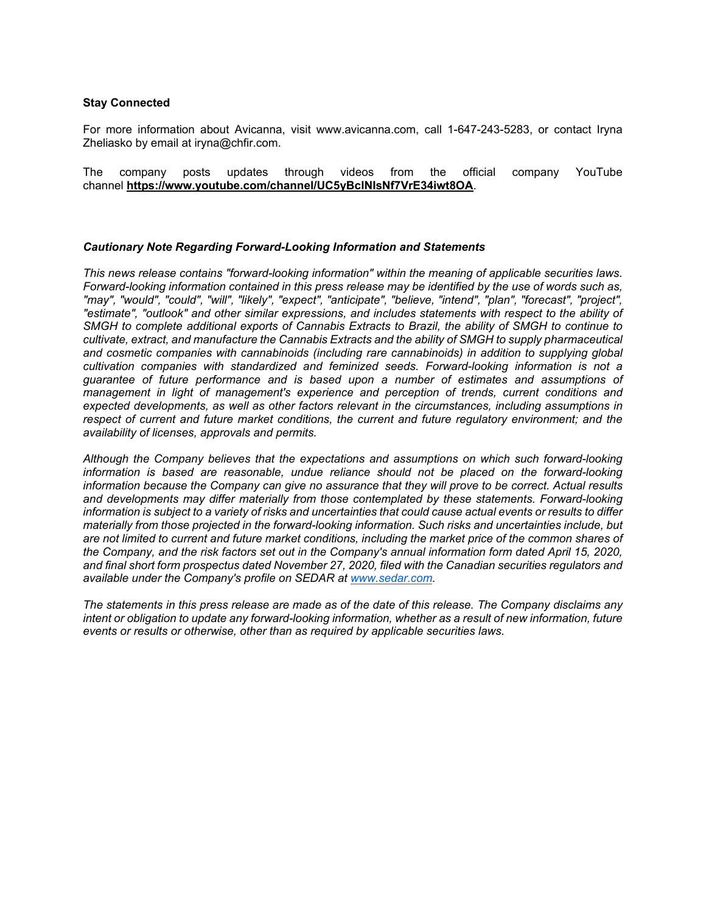**Stay Connected**

For more information about Avicanna, visit www.avicanna.com, call 1-647-243-5283, or contact Iryna Zheliasko by email at iryna@chfir.com.

The company posts updates through videos from the official company YouTube channel **https://www.youtube.com/channel/UC5yBclNlsNf7VrE34iwt8OA**.

***Cautionary Note Regarding Forward-Looking Information and Statements***

*This news release contains "forward-looking information" within the meaning of applicable securities laws. Forward-looking information contained in this press release may be identified by the use of words such as, "may", "would", "could", "will", "likely", "expect", "anticipate", "believe, "intend", "plan", "forecast", "project", "estimate", "outlook" and other similar expressions, and includes statements with respect to the ability of SMGH to complete additional exports of Cannabis Extracts to Brazil, the ability of SMGH to continue to cultivate, extract, and manufacture the Cannabis Extracts and the ability of SMGH to supply pharmaceutical and cosmetic companies with cannabinoids (including rare cannabinoids) in addition to supplying global cultivation companies with standardized and feminized seeds. Forward-looking information is not a guarantee of future performance and is based upon a number of estimates and assumptions of management in light of management's experience and perception of trends, current conditions and expected developments, as well as other factors relevant in the circumstances, including assumptions in respect of current and future market conditions, the current and future regulatory environment; and the availability of licenses, approvals and permits.*

*Although the Company believes that the expectations and assumptions on which such forward-looking information is based are reasonable, undue reliance should not be placed on the forward-looking information because the Company can give no assurance that they will prove to be correct. Actual results and developments may differ materially from those contemplated by these statements. Forward-looking information is subject to a variety of risks and uncertainties that could cause actual events or results to differ materially from those projected in the forward-looking information. Such risks and uncertainties include, but are not limited to current and future market conditions, including the market price of the common shares of the Company, and the risk factors set out in the Company's annual information form dated April 15, 2020, and final short form prospectus dated November 27, 2020, filed with the Canadian securities regulators and available under the Company's profile on SEDAR at www.sedar.com.*

*The statements in this press release are made as of the date of this release. The Company disclaims any intent or obligation to update any forward-looking information, whether as a result of new information, future events or results or otherwise, other than as required by applicable securities laws.*